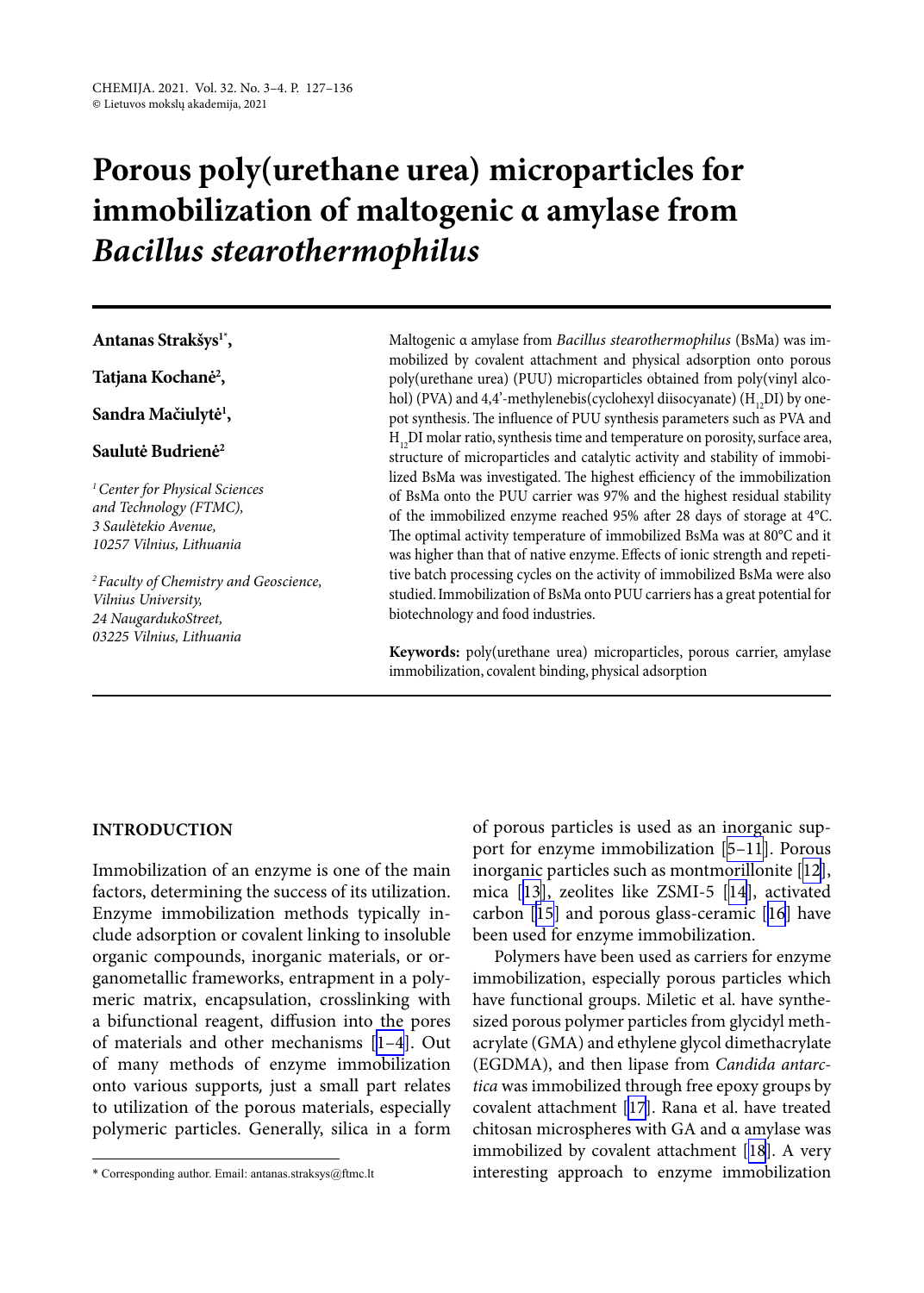# Porous poly(urethane urea) microparticles for immobilization of maltogenic α amylase from *Bacillus stearothermophilus*

**Antanas Strakšys**[1*],

**Tatjana Kochanė**[2],

**Sandra Mačiulytė**[1],

**Saulutė Budrienė**[2]

[1] *Center for Physical Sciences and Technology (FTMC), 3 Saulėtekio Avenue, 10257 Vilnius, Lithuania*

[2] *Faculty of Chemistry and Geoscience, Vilnius University, 24 NaugardukoStreet, 03225 Vilnius, Lithuania*

Maltogenic α amylase from *Bacillus stearothermophilus* (BsMa) was immobilized by covalent attachment and physical adsorption onto porous poly(urethane urea) (PUU) microparticles obtained from poly(vinyl alcohol) (PVA) and 4,4'-methylenebis(cyclohexyl diisocyanate) ($H_{12}DI$) by one-pot synthesis. The influence of PUU synthesis parameters such as PVA and $H_{12}DI$ molar ratio, synthesis time and temperature on porosity, surface area, structure of microparticles and catalytic activity and stability of immobilized BsMa was investigated. The highest efficiency of the immobilization of BsMa onto the PUU carrier was 97% and the highest residual stability of the immobilized enzyme reached 95% after 28 days of storage at 4°C. The optimal activity temperature of immobilized BsMa was at 80°C and it was higher than that of native enzyme. Effects of ionic strength and repetitive batch processing cycles on the activity of immobilized BsMa were also studied. Immobilization of BsMa onto PUU carriers has a great potential for biotechnology and food industries.

**Keywords:** poly(urethane urea) microparticles, porous carrier, amylase immobilization, covalent binding, physical adsorption

## INTRODUCTION

Immobilization of an enzyme is one of the main factors, determining the success of its utilization. Enzyme immobilization methods typically include adsorption or covalent linking to insoluble organic compounds, inorganic materials, or organometallic frameworks, entrapment in a polymeric matrix, encapsulation, crosslinking with a bifunctional reagent, diffusion into the pores of materials and other mechanisms [1–4]. Out of many methods of enzyme immobilization onto various supports, just a small part relates to utilization of the porous materials, especially polymeric particles. Generally, silica in a form of porous particles is used as an inorganic support for enzyme immobilization [5–11]. Porous inorganic particles such as montmorillonite [12], mica [13], zeolites like ZSMI-5 [14], activated carbon [15] and porous glass-ceramic [16] have been used for enzyme immobilization.

Polymers have been used as carriers for enzyme immobilization, especially porous particles which have functional groups. Miletic et al. have synthesized porous polymer particles from glycidyl methacrylate (GMA) and ethylene glycol dimethacrylate (EGDMA), and then lipase from *Candida antarctica* was immobilized through free epoxy groups by covalent attachment [17]. Rana et al. have treated chitosan microspheres with GA and α amylase was immobilized by covalent attachment [18]. A very interesting approach to enzyme immobilization

\* Corresponding author. Email: antanas.straksys@ftmc.lt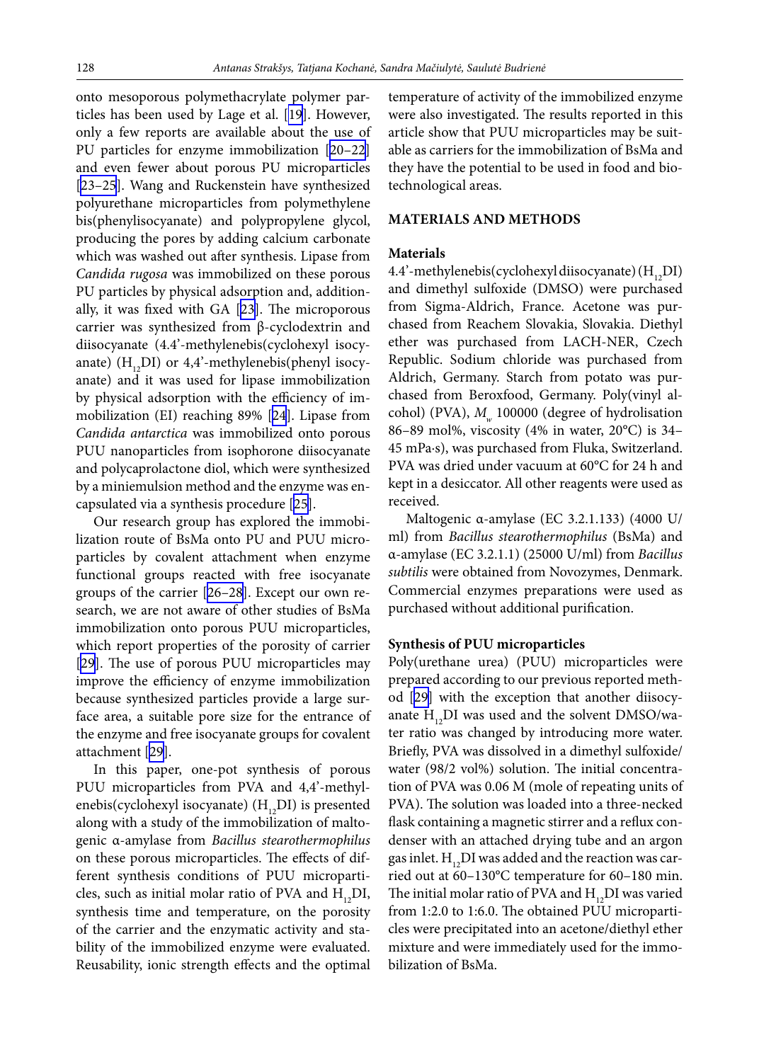onto mesoporous polymethacrylate polymer particles has been used by Lage et al. [19]. However, only a few reports are available about the use of PU particles for enzyme immobilization [20–22] and even fewer about porous PU microparticles [23–25]. Wang and Ruckenstein have synthesized polyurethane microparticles from polymethylene bis(phenylisocyanate) and polypropylene glycol, producing the pores by adding calcium carbonate which was washed out after synthesis. Lipase from *Candida rugosa* was immobilized on these porous PU particles by physical adsorption and, additionally, it was fixed with GA [23]. The microporous carrier was synthesized from β-cyclodextrin and diisocyanate (4.4'-methylenebis(cyclohexyl isocyanate) ($H_{12}$DI) or 4,4'-methylenebis(phenyl isocyanate) and it was used for lipase immobilization by physical adsorption with the efficiency of immobilization (EI) reaching 89% [24]. Lipase from *Candida antarctica* was immobilized onto porous PUU nanoparticles from isophorone diisocyanate and polycaprolactone diol, which were synthesized by a miniemulsion method and the enzyme was encapsulated via a synthesis procedure [25].

Our research group has explored the immobilization route of BsMa onto PU and PUU microparticles by covalent attachment when enzyme functional groups reacted with free isocyanate groups of the carrier [26–28]. Except our own research, we are not aware of other studies of BsMa immobilization onto porous PUU microparticles, which report properties of the porosity of carrier [29]. The use of porous PUU microparticles may improve the efficiency of enzyme immobilization because synthesized particles provide a large surface area, a suitable pore size for the entrance of the enzyme and free isocyanate groups for covalent attachment [29].

In this paper, one-pot synthesis of porous PUU microparticles from PVA and 4,4'-methylenebis(cyclohexyl isocyanate) ($H_{12}$DI) is presented along with a study of the immobilization of maltogenic α-amylase from *Bacillus stearothermophilus* on these porous microparticles. The effects of different synthesis conditions of PUU microparticles, such as initial molar ratio of PVA and $H_{12}$DI, synthesis time and temperature, on the porosity of the carrier and the enzymatic activity and stability of the immobilized enzyme were evaluated. Reusability, ionic strength effects and the optimal temperature of activity of the immobilized enzyme were also investigated. The results reported in this article show that PUU microparticles may be suitable as carriers for the immobilization of BsMa and they have the potential to be used in food and biotechnological areas.

## MATERIALS AND METHODS

### Materials

4.4'-methylenebis(cyclohexyl diisocyanate) ($H_{12}$DI) and dimethyl sulfoxide (DMSO) were purchased from Sigma-Aldrich, France. Acetone was purchased from Reachem Slovakia, Slovakia. Diethyl ether was purchased from LACH-NER, Czech Republic. Sodium chloride was purchased from Aldrich, Germany. Starch from potato was purchased from Beroxfood, Germany. Poly(vinyl alcohol) (PVA), $M_w$ 100000 (degree of hydrolisation 86–89 mol%, viscosity (4% in water, 20°C) is 34–45 mPa·s), was purchased from Fluka, Switzerland. PVA was dried under vacuum at 60°C for 24 h and kept in a desiccator. All other reagents were used as received.

Maltogenic α-amylase (EC 3.2.1.133) (4000 U/ml) from *Bacillus stearothermophilus* (BsMa) and α-amylase (EC 3.2.1.1) (25000 U/ml) from *Bacillus subtilis* were obtained from Novozymes, Denmark. Commercial enzymes preparations were used as purchased without additional purification.

### Synthesis of PUU microparticles

Poly(urethane urea) (PUU) microparticles were prepared according to our previous reported method [29] with the exception that another diisocyanate $H_{12}$DI was used and the solvent DMSO/water ratio was changed by introducing more water. Briefly, PVA was dissolved in a dimethyl sulfoxide/water (98/2 vol%) solution. The initial concentration of PVA was 0.06 M (mole of repeating units of PVA). The solution was loaded into a three-necked flask containing a magnetic stirrer and a reflux condenser with an attached drying tube and an argon gas inlet. $H_{12}$DI was added and the reaction was carried out at 60–130°C temperature for 60–180 min. The initial molar ratio of PVA and $H_{12}$DI was varied from 1:2.0 to 1:6.0. The obtained PUU microparticles were precipitated into an acetone/diethyl ether mixture and were immediately used for the immobilization of BsMa.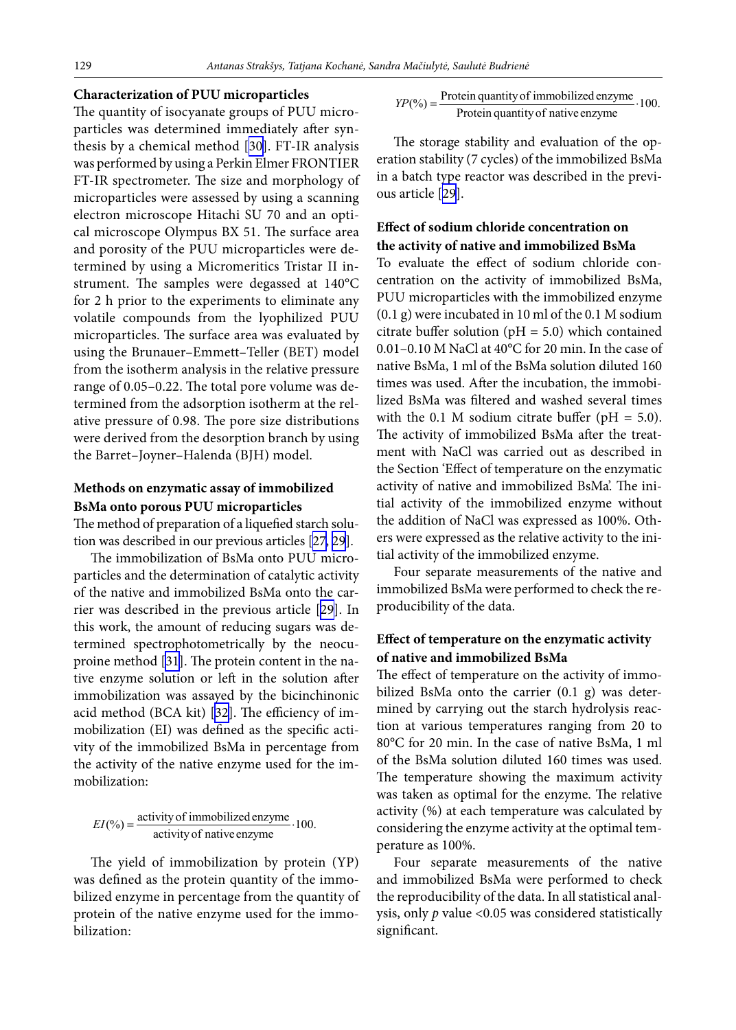### Characterization of PUU microparticles

The quantity of isocyanate groups of PUU microparticles was determined immediately after synthesis by a chemical method [30]. FT-IR analysis was performed by using a Perkin Elmer FRONTIER FT-IR spectrometer. The size and morphology of microparticles were assessed by using a scanning electron microscope Hitachi SU 70 and an optical microscope Olympus BX 51. The surface area and porosity of the PUU microparticles were determined by using a Micromeritics Tristar II instrument. The samples were degassed at 140°C for 2 h prior to the experiments to eliminate any volatile compounds from the lyophilized PUU microparticles. The surface area was evaluated by using the Brunauer–Emmett–Teller (BET) model from the isotherm analysis in the relative pressure range of 0.05–0.22. The total pore volume was determined from the adsorption isotherm at the relative pressure of 0.98. The pore size distributions were derived from the desorption branch by using the Barret–Joyner–Halenda (BJH) model.

### Methods on enzymatic assay of immobilized BsMa onto porous PUU microparticles

The method of preparation of a liquefied starch solution was described in our previous articles [27, 29].

The immobilization of BsMa onto PUU microparticles and the determination of catalytic activity of the native and immobilized BsMa onto the carrier was described in the previous article [29]. In this work, the amount of reducing sugars was determined spectrophotometrically by the neocuproine method [31]. The protein content in the native enzyme solution or left in the solution after immobilization was assayed by the bicinchoninic acid method (BCA kit) [32]. The efficiency of immobilization (EI) was defined as the specific activity of the immobilized BsMa in percentage from the activity of the native enzyme used for the immobilization:

$$EI(\%) = \frac{\text{activity of immobilized enzyme}}{\text{activity of native enzyme}} \cdot 100.$$

The yield of immobilization by protein (YP) was defined as the protein quantity of the immobilized enzyme in percentage from the quantity of protein of the native enzyme used for the immobilization:

$$YP(\%) = \frac{\text{Protein quantity of immobilized enzyme}}{\text{Protein quantity of native enzyme}} \cdot 100.$$

The storage stability and evaluation of the operation stability (7 cycles) of the immobilized BsMa in a batch type reactor was described in the previous article [29].

### Effect of sodium chloride concentration on the activity of native and immobilized BsMa

To evaluate the effect of sodium chloride concentration on the activity of immobilized BsMa, PUU microparticles with the immobilized enzyme (0.1 g) were incubated in 10 ml of the 0.1 M sodium citrate buffer solution (pH = 5.0) which contained 0.01–0.10 M NaCl at 40°C for 20 min. In the case of native BsMa, 1 ml of the BsMa solution diluted 160 times was used. After the incubation, the immobilized BsMa was filtered and washed several times with the 0.1 M sodium citrate buffer (pH = 5.0). The activity of immobilized BsMa after the treatment with NaCl was carried out as described in the Section 'Effect of temperature on the enzymatic activity of native and immobilized BsMa'. The initial activity of the immobilized enzyme without the addition of NaCl was expressed as 100%. Others were expressed as the relative activity to the initial activity of the immobilized enzyme.

Four separate measurements of the native and immobilized BsMa were performed to check the reproducibility of the data.

### Effect of temperature on the enzymatic activity of native and immobilized BsMa

The effect of temperature on the activity of immobilized BsMa onto the carrier (0.1 g) was determined by carrying out the starch hydrolysis reaction at various temperatures ranging from 20 to 80°C for 20 min. In the case of native BsMa, 1 ml of the BsMa solution diluted 160 times was used. The temperature showing the maximum activity was taken as optimal for the enzyme. The relative activity (%) at each temperature was calculated by considering the enzyme activity at the optimal temperature as 100%.

Four separate measurements of the native and immobilized BsMa were performed to check the reproducibility of the data. In all statistical analysis, only $p$ value <0.05 was considered statistically significant.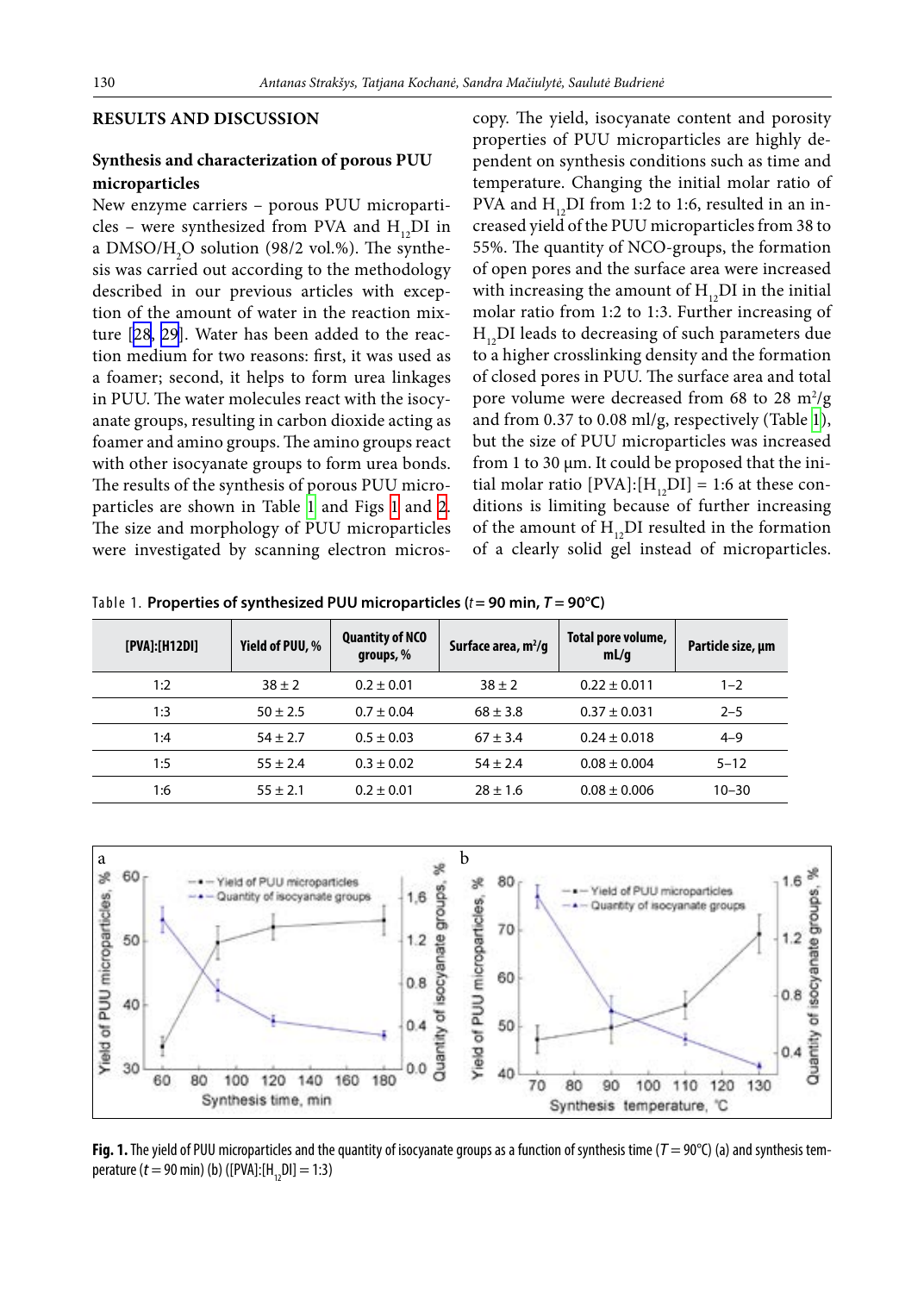## RESULTS AND DISCUSSION

### Synthesis and characterization of porous PUU microparticles

New enzyme carriers – porous PUU microparticles – were synthesized from PVA and $H_{12}DI$ in a $DMSO/H_2O$ solution (98/2 vol.%). The synthesis was carried out according to the methodology described in our previous articles with exception of the amount of water in the reaction mixture [28, 29]. Water has been added to the reaction medium for two reasons: first, it was used as a foamer; second, it helps to form urea linkages in PUU. The water molecules react with the isocyanate groups, resulting in carbon dioxide acting as foamer and amino groups. The amino groups react with other isocyanate groups to form urea bonds. The results of the synthesis of porous PUU microparticles are shown in Table 1 and Figs 1 and 2. The size and morphology of PUU microparticles were investigated by scanning electron microscopy. The yield, isocyanate content and porosity properties of PUU microparticles are highly dependent on synthesis conditions such as time and temperature. Changing the initial molar ratio of PVA and $H_{12}DI$ from 1:2 to 1:6, resulted in an increased yield of the PUU microparticles from 38 to 55%. The quantity of NCO-groups, the formation of open pores and the surface area were increased with increasing the amount of $H_{12}DI$ in the initial molar ratio from 1:2 to 1:3. Further increasing of $H_{12}DI$ leads to decreasing of such parameters due to a higher crosslinking density and the formation of closed pores in PUU. The surface area and total pore volume were decreased from 68 to 28 $m^2/g$ and from 0.37 to 0.08 ml/g, respectively (Table 1), but the size of PUU microparticles was increased from 1 to 30 µm. It could be proposed that the initial molar ratio $[PVA]:[H_{12}DI] = 1:6$ at these conditions is limiting because of further increasing of the amount of $H_{12}DI$ resulted in the formation of a clearly solid gel instead of microparticles.

Table 1. **Properties of synthesized PUU microparticles ($t = 90$ min, $T = 90$°C)**

| [PVA]:[H12DI] | Yield of PUU, % | Quantity of NCO groups, % | Surface area, $m^2/g$ | Total pore volume, mL/g | Particle size, µm |
|---|---|---|---|---|---|
| 1:2 | 38 ± 2 | 0.2 ± 0.01 | 38 ± 2 | 0.22 ± 0.011 | 1–2 |
| 1:3 | 50 ± 2.5 | 0.7 ± 0.04 | 68 ± 3.8 | 0.37 ± 0.031 | 2–5 |
| 1:4 | 54 ± 2.7 | 0.5 ± 0.03 | 67 ± 3.4 | 0.24 ± 0.018 | 4–9 |
| 1:5 | 55 ± 2.4 | 0.3 ± 0.02 | 54 ± 2.4 | 0.08 ± 0.004 | 5–12 |
| 1:6 | 55 ± 2.1 | 0.2 ± 0.01 | 28 ± 1.6 | 0.08 ± 0.006 | 10–30 |

**Fig. 1.** The yield of PUU microparticles and the quantity of isocyanate groups as a function of synthesis time ($T = 90$°C) (a) and synthesis temperature ($t = 90$ min) (b) ($[PVA]:[H_{12}DI] = 1:3$)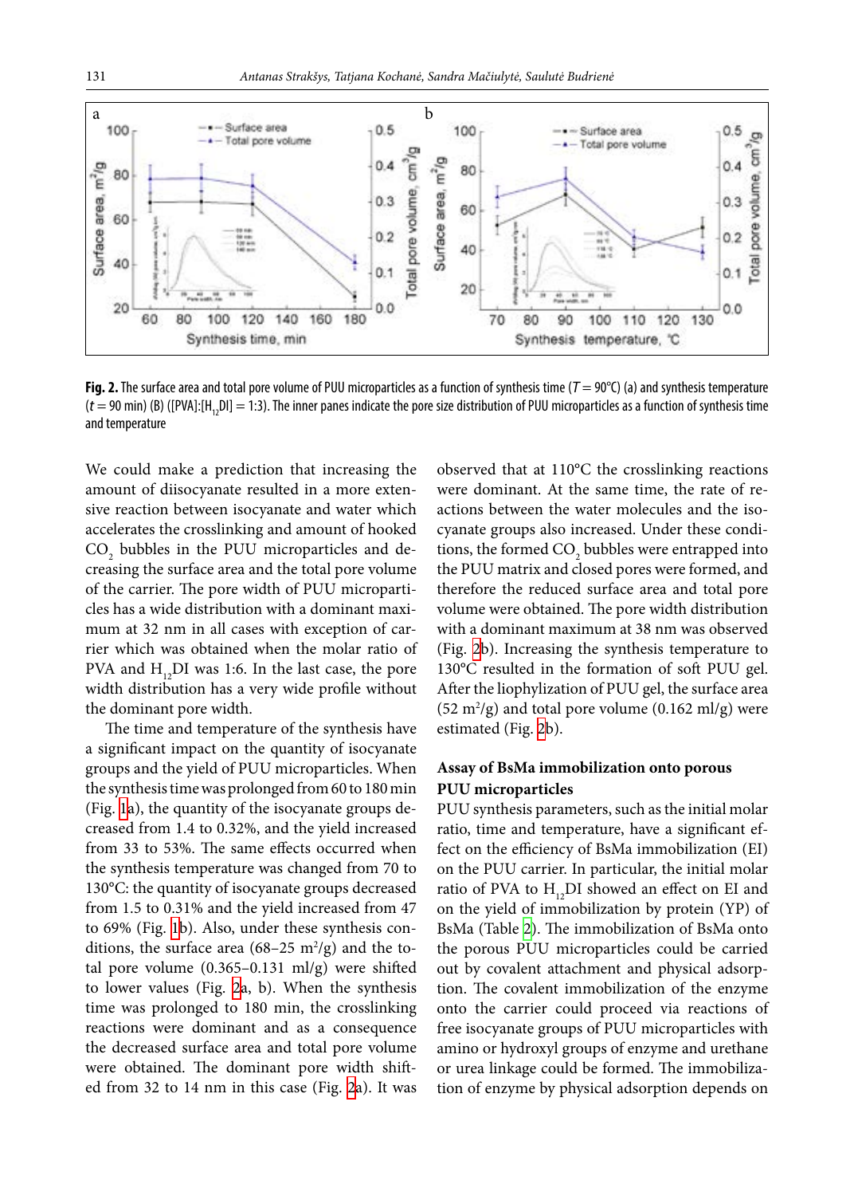**Fig. 2.** The surface area and total pore volume of PUU microparticles as a function of synthesis time ($T = 90$°C) (a) and synthesis temperature ($t = 90$ min) (B) ([PVA]:[$H_{12}$DI] = 1:3). The inner panes indicate the pore size distribution of PUU microparticles as a function of synthesis time and temperature

We could make a prediction that increasing the amount of diisocyanate resulted in a more extensive reaction between isocyanate and water which accelerates the crosslinking and amount of hooked $CO_2$ bubbles in the PUU microparticles and decreasing the surface area and the total pore volume of the carrier. The pore width of PUU microparticles has a wide distribution with a dominant maximum at 32 nm in all cases with exception of carrier which was obtained when the molar ratio of PVA and $H_{12}$DI was 1:6. In the last case, the pore width distribution has a very wide profile without the dominant pore width.

The time and temperature of the synthesis have a significant impact on the quantity of isocyanate groups and the yield of PUU microparticles. When the synthesis time was prolonged from 60 to 180 min (Fig. 1a), the quantity of the isocyanate groups decreased from 1.4 to 0.32%, and the yield increased from 33 to 53%. The same effects occurred when the synthesis temperature was changed from 70 to 130°C: the quantity of isocyanate groups decreased from 1.5 to 0.31% and the yield increased from 47 to 69% (Fig. 1b). Also, under these synthesis conditions, the surface area (68–25 $m^2$/g) and the total pore volume (0.365–0.131 ml/g) were shifted to lower values (Fig. 2a, b). When the synthesis time was prolonged to 180 min, the crosslinking reactions were dominant and as a consequence the decreased surface area and total pore volume were obtained. The dominant pore width shifted from 32 to 14 nm in this case (Fig. 2a). It was observed that at 110°C the crosslinking reactions were dominant. At the same time, the rate of reactions between the water molecules and the isocyanate groups also increased. Under these conditions, the formed $CO_2$ bubbles were entrapped into the PUU matrix and closed pores were formed, and therefore the reduced surface area and total pore volume were obtained. The pore width distribution with a dominant maximum at 38 nm was observed (Fig. 2b). Increasing the synthesis temperature to 130°C resulted in the formation of soft PUU gel. After the liophylization of PUU gel, the surface area (52 $m^2$/g) and total pore volume (0.162 ml/g) were estimated (Fig. 2b).

### Assay of BsMa immobilization onto porous PUU microparticles

PUU synthesis parameters, such as the initial molar ratio, time and temperature, have a significant effect on the efficiency of BsMa immobilization (EI) on the PUU carrier. In particular, the initial molar ratio of PVA to $H_{12}$DI showed an effect on EI and on the yield of immobilization by protein (YP) of BsMa (Table 2). The immobilization of BsMa onto the porous PUU microparticles could be carried out by covalent attachment and physical adsorption. The covalent immobilization of the enzyme onto the carrier could proceed via reactions of free isocyanate groups of PUU microparticles with amino or hydroxyl groups of enzyme and urethane or urea linkage could be formed. The immobilization of enzyme by physical adsorption depends on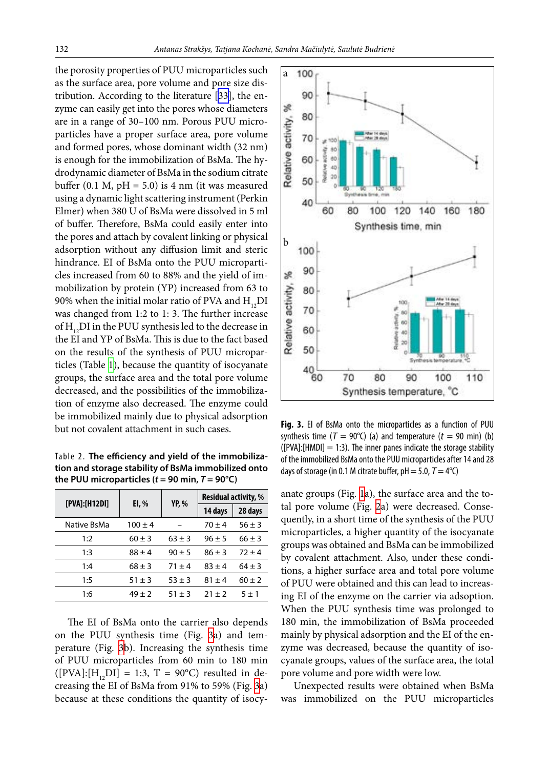the porosity properties of PUU microparticles such as the surface area, pore volume and pore size distribution. According to the literature [33], the enzyme can easily get into the pores whose diameters are in a range of 30–100 nm. Porous PUU microparticles have a proper surface area, pore volume and formed pores, whose dominant width (32 nm) is enough for the immobilization of BsMa. The hydrodynamic diameter of BsMa in the sodium citrate buffer (0.1 M, pH = 5.0) is 4 nm (it was measured using a dynamic light scattering instrument (Perkin Elmer) when 380 U of BsMa were dissolved in 5 ml of buffer. Therefore, BsMa could easily enter into the pores and attach by covalent linking or physical adsorption without any diffusion limit and steric hindrance. EI of BsMa onto the PUU microparticles increased from 60 to 88% and the yield of immobilization by protein (YP) increased from 63 to 90% when the initial molar ratio of PVA and $H_{12}DI$ was changed from 1:2 to 1: 3. The further increase of $H_{12}DI$ in the PUU synthesis led to the decrease in the EI and YP of BsMa. This is due to the fact based on the results of the synthesis of PUU microparticles (Table 1), because the quantity of isocyanate groups, the surface area and the total pore volume decreased, and the possibilities of the immobilization of enzyme also decreased. The enzyme could be immobilized mainly due to physical adsorption but not covalent attachment in such cases.

Table 2. **The efficiency and yield of the immobilization and storage stability of BsMa immobilized onto the PUU microparticles ($t$ = 90 min, $T$ = 90°C)**

| [PVA]:[H12DI] | EI, % | YP, % | Residual activity, % | |
|---|---|---|---|---|
| | | | 14 days | 28 days |
| Native BsMa | 100 ± 4 | – | 70 ± 4 | 56 ± 3 |
| 1:2 | 60 ± 3 | 63 ± 3 | 96 ± 5 | 66 ± 3 |
| 1:3 | 88 ± 4 | 90 ± 5 | 86 ± 3 | 72 ± 4 |
| 1:4 | 68 ± 3 | 71 ± 4 | 83 ± 4 | 64 ± 3 |
| 1:5 | 51 ± 3 | 53 ± 3 | 81 ± 4 | 60 ± 2 |
| 1:6 | 49 ± 2 | 51 ± 3 | 21 ± 2 | 5 ± 1 |

The EI of BsMa onto the carrier also depends on the PUU synthesis time (Fig. 3a) and temperature (Fig. 3b). Increasing the synthesis time of PUU microparticles from 60 min to 180 min ($[PVA]:[H_{12}DI]$ = 1:3, T = 90°C) resulted in decreasing the EI of BsMa from 91% to 59% (Fig. 3a) because at these conditions the quantity of isocyanate groups (Fig. 1a), the surface area and the total pore volume (Fig. 2a) were decreased. Consequently, in a short time of the synthesis of the PUU microparticles, a higher quantity of the isocyanate groups was obtained and BsMa can be immobilized by covalent attachment. Also, under these conditions, a higher surface area and total pore volume of PUU were obtained and this can lead to increasing EI of the enzyme on the carrier via adsoption. When the PUU synthesis time was prolonged to 180 min, the immobilization of BsMa proceeded mainly by physical adsorption and the EI of the enzyme was decreased, because the quantity of isocyanate groups, values of the surface area, the total pore volume and pore width were low.

**Fig. 3.** EI of BsMa onto the microparticles as a function of PUU synthesis time ($T$ = 90°C) (a) and temperature ($t$ = 90 min) (b) ([PVA]:[HMDI] = 1:3). The inner panes indicate the storage stability of the immobilized BsMa onto the PUU microparticles after 14 and 28 days of storage (in 0.1 M citrate buffer, pH = 5.0, $T$ = 4°C)

Unexpected results were obtained when BsMa was immobilized on the PUU microparticles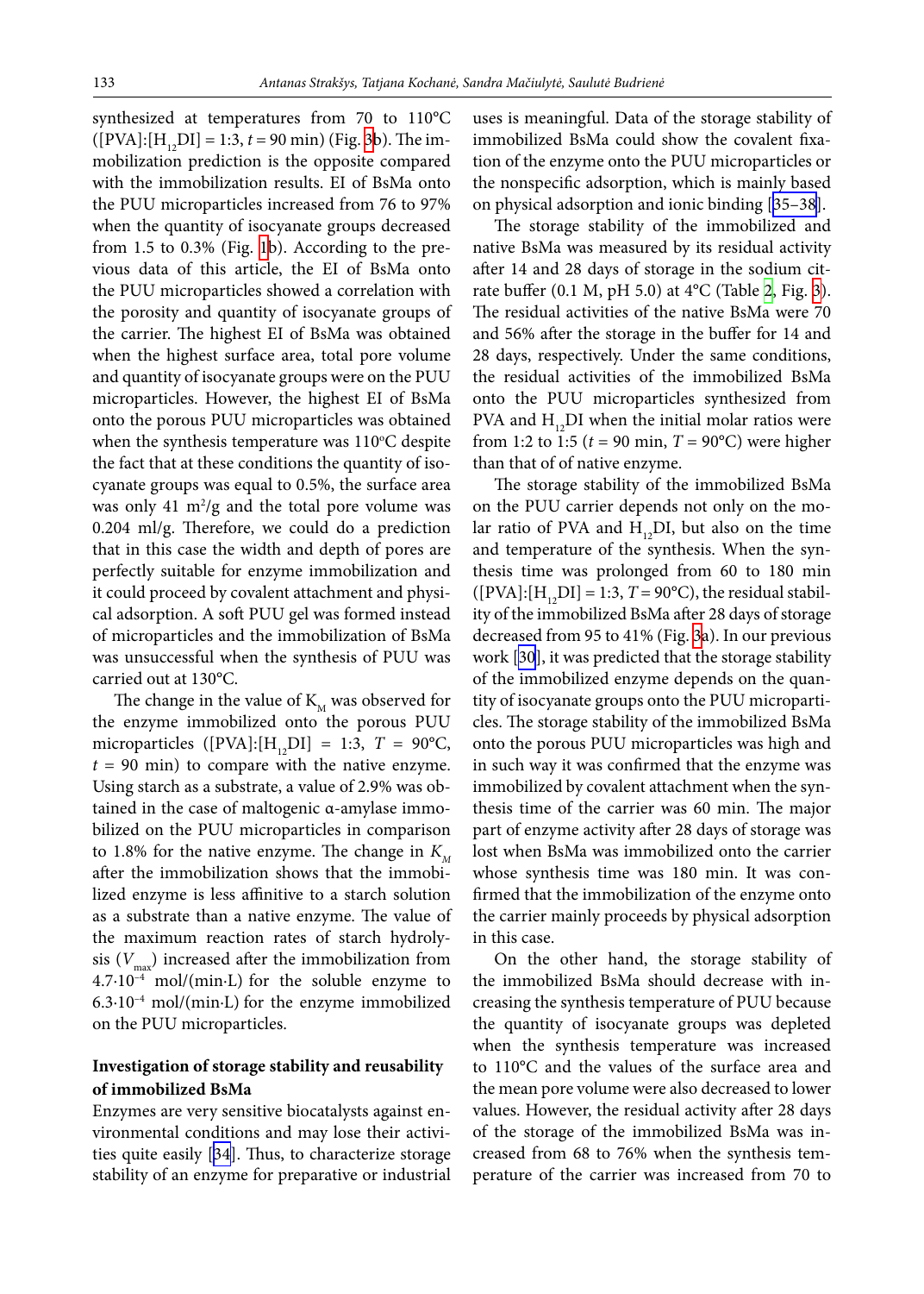synthesized at temperatures from 70 to 110°C ([PVA]:[$H_{12}$DI] = 1:3, $t$ = 90 min) (Fig. 3b). The immobilization prediction is the opposite compared with the immobilization results. EI of BsMa onto the PUU microparticles increased from 76 to 97% when the quantity of isocyanate groups decreased from 1.5 to 0.3% (Fig. 1b). According to the previous data of this article, the EI of BsMa onto the PUU microparticles showed a correlation with the porosity and quantity of isocyanate groups of the carrier. The highest EI of BsMa was obtained when the highest surface area, total pore volume and quantity of isocyanate groups were on the PUU microparticles. However, the highest EI of BsMa onto the porous PUU microparticles was obtained when the synthesis temperature was 110°C despite the fact that at these conditions the quantity of isocyanate groups was equal to 0.5%, the surface area was only 41 $m^2$/g and the total pore volume was 0.204 ml/g. Therefore, we could do a prediction that in this case the width and depth of pores are perfectly suitable for enzyme immobilization and it could proceed by covalent attachment and physical adsorption. A soft PUU gel was formed instead of microparticles and the immobilization of BsMa was unsuccessful when the synthesis of PUU was carried out at 130°C.

The change in the value of $K_M$ was observed for the enzyme immobilized onto the porous PUU microparticles ([PVA]:[$H_{12}$DI] = 1:3, $T$ = 90°C, $t$ = 90 min) to compare with the native enzyme. Using starch as a substrate, a value of 2.9% was obtained in the case of maltogenic α-amylase immobilized on the PUU microparticles in comparison to 1.8% for the native enzyme. The change in $K_M$ after the immobilization shows that the immobilized enzyme is less affinitive to a starch solution as a substrate than a native enzyme. The value of the maximum reaction rates of starch hydrolysis ($V_{max}$) increased after the immobilization from $4.7 \cdot 10^{-4}$ mol/(min·L) for the soluble enzyme to $6.3 \cdot 10^{-4}$ mol/(min·L) for the enzyme immobilized on the PUU microparticles.

**Investigation of storage stability and reusability of immobilized BsMa**

Enzymes are very sensitive biocatalysts against environmental conditions and may lose their activities quite easily [34]. Thus, to characterize storage stability of an enzyme for preparative or industrial uses is meaningful. Data of the storage stability of immobilized BsMa could show the covalent fixation of the enzyme onto the PUU microparticles or the nonspecific adsorption, which is mainly based on physical adsorption and ionic binding [35–38].

The storage stability of the immobilized and native BsMa was measured by its residual activity after 14 and 28 days of storage in the sodium citrate buffer (0.1 M, pH 5.0) at 4°C (Table 2, Fig. 3). The residual activities of the native BsMa were 70 and 56% after the storage in the buffer for 14 and 28 days, respectively. Under the same conditions, the residual activities of the immobilized BsMa onto the PUU microparticles synthesized from PVA and $H_{12}$DI when the initial molar ratios were from 1:2 to 1:5 ($t$ = 90 min, $T$ = 90°C) were higher than that of native enzyme.

The storage stability of the immobilized BsMa on the PUU carrier depends not only on the molar ratio of PVA and $H_{12}$DI, but also on the time and temperature of the synthesis. When the synthesis time was prolonged from 60 to 180 min ([PVA]:[$H_{12}$DI] = 1:3, $T$ = 90°C), the residual stability of the immobilized BsMa after 28 days of storage decreased from 95 to 41% (Fig. 3a). In our previous work [30], it was predicted that the storage stability of the immobilized enzyme depends on the quantity of isocyanate groups onto the PUU microparticles. The storage stability of the immobilized BsMa onto the porous PUU microparticles was high and in such way it was confirmed that the enzyme was immobilized by covalent attachment when the synthesis time of the carrier was 60 min. The major part of enzyme activity after 28 days of storage was lost when BsMa was immobilized onto the carrier whose synthesis time was 180 min. It was confirmed that the immobilization of the enzyme onto the carrier mainly proceeds by physical adsorption in this case.

On the other hand, the storage stability of the immobilized BsMa should decrease with increasing the synthesis temperature of PUU because the quantity of isocyanate groups was depleted when the synthesis temperature was increased to 110°C and the values of the surface area and the mean pore volume were also decreased to lower values. However, the residual activity after 28 days of the storage of the immobilized BsMa was increased from 68 to 76% when the synthesis temperature of the carrier was increased from 70 to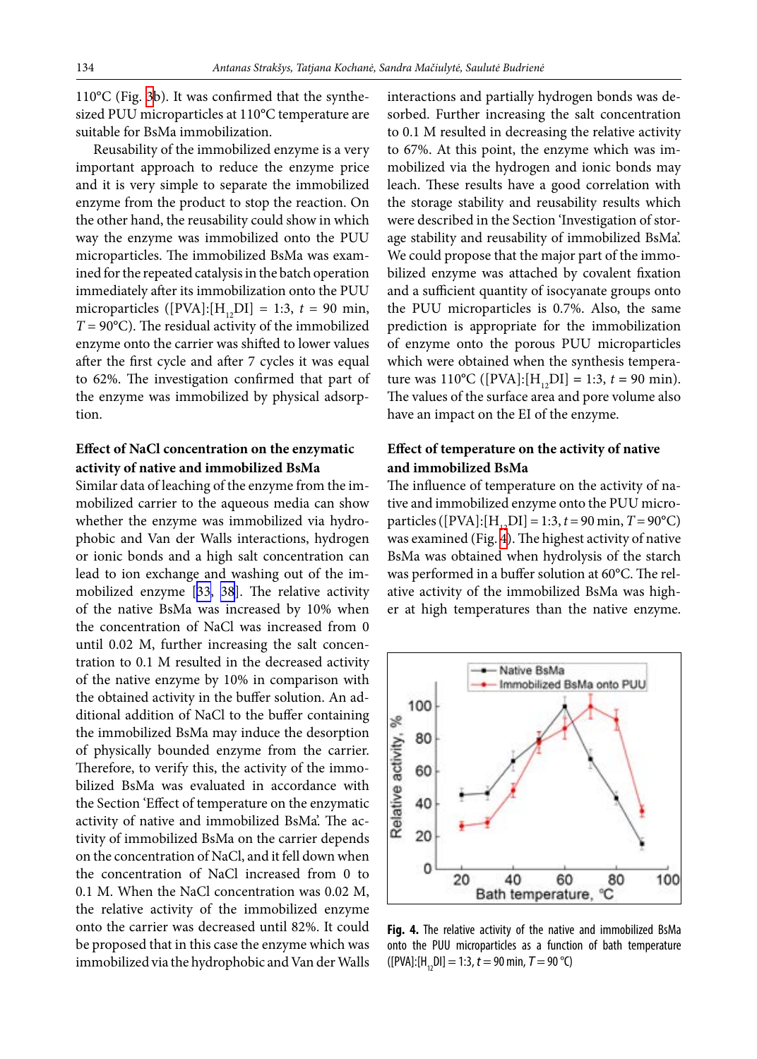110°C (Fig. 3b). It was confirmed that the synthesized PUU microparticles at 110°C temperature are suitable for BsMa immobilization.

Reusability of the immobilized enzyme is a very important approach to reduce the enzyme price and it is very simple to separate the immobilized enzyme from the product to stop the reaction. On the other hand, the reusability could show in which way the enzyme was immobilized onto the PUU microparticles. The immobilized BsMa was examined for the repeated catalysis in the batch operation immediately after its immobilization onto the PUU microparticles ([PVA]:[$H_{12}$DI] = 1:3, $t$ = 90 min, $T$ = 90°C). The residual activity of the immobilized enzyme onto the carrier was shifted to lower values after the first cycle and after 7 cycles it was equal to 62%. The investigation confirmed that part of the enzyme was immobilized by physical adsorption.

### Effect of NaCl concentration on the enzymatic activity of native and immobilized BsMa

Similar data of leaching of the enzyme from the immobilized carrier to the aqueous media can show whether the enzyme was immobilized via hydrophobic and Van der Walls interactions, hydrogen or ionic bonds and a high salt concentration can lead to ion exchange and washing out of the immobilized enzyme [33, 38]. The relative activity of the native BsMa was increased by 10% when the concentration of NaCl was increased from 0 until 0.02 M, further increasing the salt concentration to 0.1 M resulted in the decreased activity of the native enzyme by 10% in comparison with the obtained activity in the buffer solution. An additional addition of NaCl to the buffer containing the immobilized BsMa may induce the desorption of physically bounded enzyme from the carrier. Therefore, to verify this, the activity of the immobilized BsMa was evaluated in accordance with the Section 'Effect of temperature on the enzymatic activity of native and immobilized BsMa'. The activity of immobilized BsMa on the carrier depends on the concentration of NaCl, and it fell down when the concentration of NaCl increased from 0 to 0.1 M. When the NaCl concentration was 0.02 M, the relative activity of the immobilized enzyme onto the carrier was decreased until 82%. It could be proposed that in this case the enzyme which was immobilized via the hydrophobic and Van der Walls interactions and partially hydrogen bonds was desorbed. Further increasing the salt concentration to 0.1 M resulted in decreasing the relative activity to 67%. At this point, the enzyme which was immobilized via the hydrogen and ionic bonds may leach. These results have a good correlation with the storage stability and reusability results which were described in the Section 'Investigation of storage stability and reusability of immobilized BsMa'. We could propose that the major part of the immobilized enzyme was attached by covalent fixation and a sufficient quantity of isocyanate groups onto the PUU microparticles is 0.7%. Also, the same prediction is appropriate for the immobilization of enzyme onto the porous PUU microparticles which were obtained when the synthesis temperature was 110°C ([PVA]:[$H_{12}$DI] = 1:3, $t$ = 90 min). The values of the surface area and pore volume also have an impact on the EI of the enzyme.

### Effect of temperature on the activity of native and immobilized BsMa

The influence of temperature on the activity of native and immobilized enzyme onto the PUU microparticles ([PVA]:[$H_{12}$DI] = 1:3, $t$ = 90 min, $T$ = 90°C) was examined (Fig. 4). The highest activity of native BsMa was obtained when hydrolysis of the starch was performed in a buffer solution at 60°C. The relative activity of the immobilized BsMa was higher at high temperatures than the native enzyme.

**Fig. 4.** The relative activity of the native and immobilized BsMa onto the PUU microparticles as a function of bath temperature ([PVA]:[$H_{12}$DI] = 1:3, $t$ = 90 min, $T$ = 90 °C)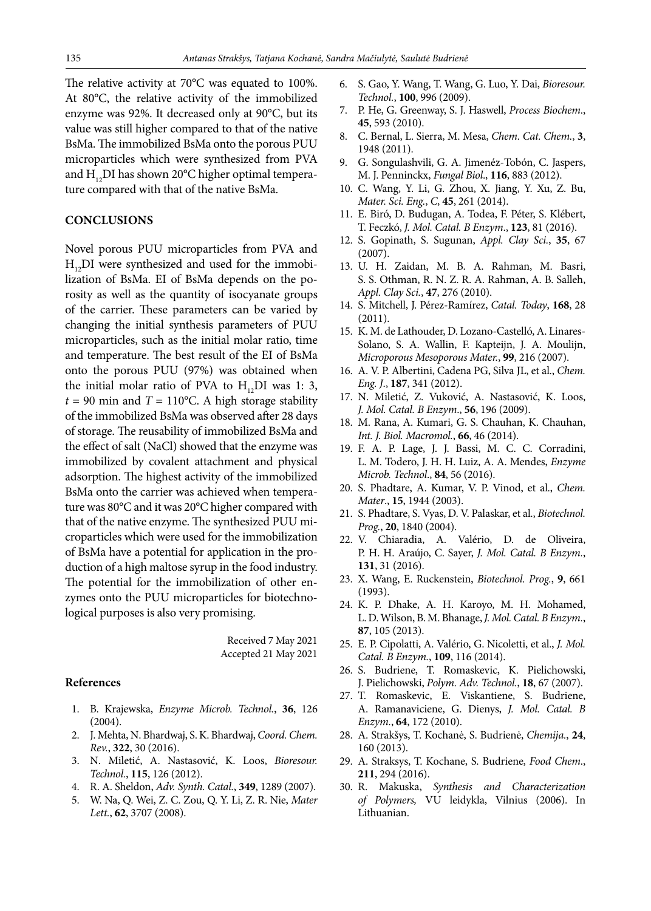The relative activity at 70°C was equated to 100%. At 80°C, the relative activity of the immobilized enzyme was 92%. It decreased only at 90°C, but its value was still higher compared to that of the native BsMa. The immobilized BsMa onto the porous PUU microparticles which were synthesized from PVA and $H_{12}DI$ has shown 20°C higher optimal temperature compared with that of the native BsMa.

## CONCLUSIONS

Novel porous PUU microparticles from PVA and $H_{12}DI$ were synthesized and used for the immobilization of BsMa. EI of BsMa depends on the porosity as well as the quantity of isocyanate groups of the carrier. These parameters can be varied by changing the initial synthesis parameters of PUU microparticles, such as the initial molar ratio, time and temperature. The best result of the EI of BsMa onto the porous PUU (97%) was obtained when the initial molar ratio of PVA to $H_{12}DI$ was 1: 3, $t$ = 90 min and $T$ = 110°C. A high storage stability of the immobilized BsMa was observed after 28 days of storage. The reusability of immobilized BsMa and the effect of salt (NaCl) showed that the enzyme was immobilized by covalent attachment and physical adsorption. The highest activity of the immobilized BsMa onto the carrier was achieved when temperature was 80°C and it was 20°C higher compared with that of the native enzyme. The synthesized PUU microparticles which were used for the immobilization of BsMa have a potential for application in the production of a high maltose syrup in the food industry. The potential for the immobilization of other enzymes onto the PUU microparticles for biotechnological purposes is also very promising.

Received 7 May 2021
Accepted 21 May 2021

### References

1. B. Krajewska, *Enzyme Microb. Technol.*, **36**, 126 (2004).
2. J. Mehta, N. Bhardwaj, S. K. Bhardwaj, *Coord. Chem. Rev.*, **322**, 30 (2016).
3. N. Miletić, A. Nastasović, K. Loos, *Bioresour. Technol.*, **115**, 126 (2012).
4. R. A. Sheldon, *Adv. Synth. Catal.*, **349**, 1289 (2007).
5. W. Na, Q. Wei, Z. C. Zou, Q. Y. Li, Z. R. Nie, *Mater Lett.*, **62**, 3707 (2008).
6. S. Gao, Y. Wang, T. Wang, G. Luo, Y. Dai, *Bioresour. Technol.*, **100**, 996 (2009).
7. P. He, G. Greenway, S. J. Haswell, *Process Biochem.*, **45**, 593 (2010).
8. C. Bernal, L. Sierra, M. Mesa, *Chem. Cat. Chem.*, **3**, 1948 (2011).
9. G. Songulashvili, G. A. Jimenéz-Tobón, C. Jaspers, M. J. Penninckx, *Fungal Biol.*, **116**, 883 (2012).
10. C. Wang, Y. Li, G. Zhou, X. Jiang, Y. Xu, Z. Bu, *Mater. Sci. Eng., C*, **45**, 261 (2014).
11. E. Biró, D. Budugan, A. Todea, F. Péter, S. Klébert, T. Feczkó, *J. Mol. Catal. B Enzym.*, **123**, 81 (2016).
12. S. Gopinath, S. Sugunan, *Appl. Clay Sci.*, **35**, 67 (2007).
13. U. H. Zaidan, M. B. A. Rahman, M. Basri, S. S. Othman, R. N. Z. R. A. Rahman, A. B. Salleh, *Appl. Clay Sci.*, **47**, 276 (2010).
14. S. Mitchell, J. Pérez-Ramírez, *Catal. Today*, **168**, 28 (2011).
15. K. M. de Lathouder, D. Lozano-Castelló, A. Linares-Solano, S. A. Wallin, F. Kapteijn, J. A. Moulijn, *Microporous Mesoporous Mater.*, **99**, 216 (2007).
16. A. V. P. Albertini, Cadena PG, Silva JL, et al., *Chem. Eng. J.*, **187**, 341 (2012).
17. N. Miletić, Z. Vuković, A. Nastasović, K. Loos, *J. Mol. Catal. B Enzym.*, **56**, 196 (2009).
18. M. Rana, A. Kumari, G. S. Chauhan, K. Chauhan, *Int. J. Biol. Macromol.*, **66**, 46 (2014).
19. F. A. P. Lage, J. J. Bassi, M. C. C. Corradini, L. M. Todero, J. H. H. Luiz, A. A. Mendes, *Enzyme Microb. Technol.*, **84**, 56 (2016).
20. S. Phadtare, A. Kumar, V. P. Vinod, et al., *Chem. Mater.*, **15**, 1944 (2003).
21. S. Phadtare, S. Vyas, D. V. Palaskar, et al., *Biotechnol. Prog.*, **20**, 1840 (2004).
22. V. Chiaradia, A. Valério, D. de Oliveira, P. H. H. Araújo, C. Sayer, *J. Mol. Catal. B Enzym.*, **131**, 31 (2016).
23. X. Wang, E. Ruckenstein, *Biotechnol. Prog.*, **9**, 661 (1993).
24. K. P. Dhake, A. H. Karoyo, M. H. Mohamed, L. D. Wilson, B. M. Bhanage, *J. Mol. Catal. B Enzym.*, **87**, 105 (2013).
25. E. P. Cipolatti, A. Valério, G. Nicoletti, et al., *J. Mol. Catal. B Enzym.*, **109**, 116 (2014).
26. S. Budriene, T. Romaskevic, K. Pielichowski, J. Pielichowski, *Polym. Adv. Technol.*, **18**, 67 (2007).
27. T. Romaskevic, E. Viskantiene, S. Budriene, A. Ramanaviciene, G. Dienys, *J. Mol. Catal. B Enzym.*, **64**, 172 (2010).
28. A. Strakšys, T. Kochanė, S. Budrienė, *Chemija.*, **24**, 160 (2013).
29. A. Straksys, T. Kochane, S. Budriene, *Food Chem.*, **211**, 294 (2016).
30. R. Makuska, *Synthesis and Characterization of Polymers,* VU leidykla, Vilnius (2006). In Lithuanian.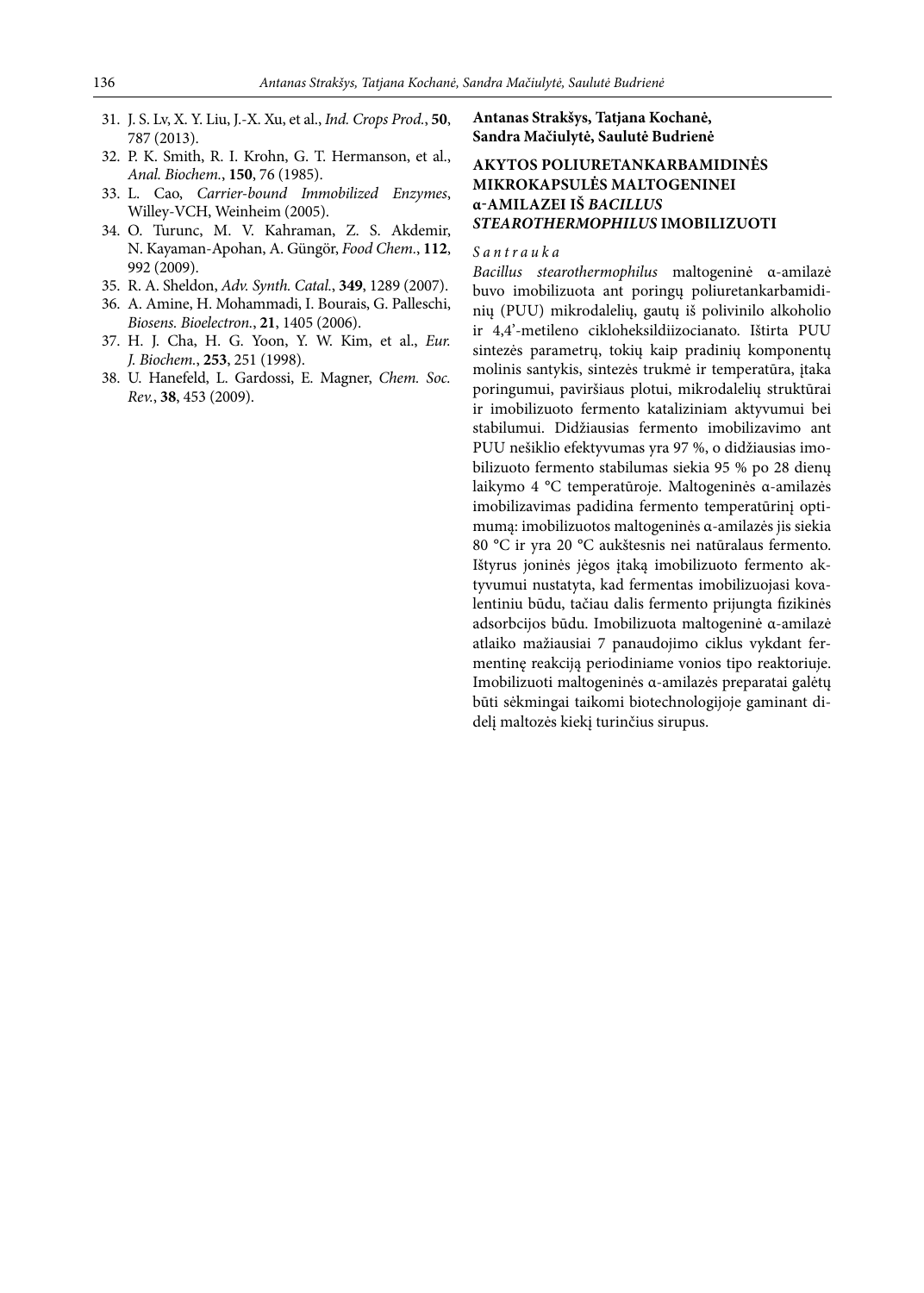31. J. S. Lv, X. Y. Liu, J.-X. Xu, et al., *Ind. Crops Prod.*, **50**, 787 (2013).
32. P. K. Smith, R. I. Krohn, G. T. Hermanson, et al., *Anal. Biochem.*, **150**, 76 (1985).
33. L. Cao, *Carrier-bound Immobilized Enzymes*, Willey-VCH, Weinheim (2005).
34. O. Turunc, M. V. Kahraman, Z. S. Akdemir, N. Kayaman-Apohan, A. Güngör, *Food Chem.*, **112**, 992 (2009).
35. R. A. Sheldon, *Adv. Synth. Catal.*, **349**, 1289 (2007).
36. A. Amine, H. Mohammadi, I. Bourais, G. Palleschi, *Biosens. Bioelectron.*, **21**, 1405 (2006).
37. H. J. Cha, H. G. Yoon, Y. W. Kim, et al., *Eur. J. Biochem.*, **253**, 251 (1998).
38. U. Hanefeld, L. Gardossi, E. Magner, *Chem. Soc. Rev.*, **38**, 453 (2009).

**Antanas Strakšys, Tatjana Kochanė, Sandra Mačiulytė, Saulutė Budrienė**

## AKYTOS POLIURETANKARBAMIDINĖS MIKROKAPSULĖS MALTOGENINEI α-AMILAZEI IŠ *BACILLUS STEAROTHERMOPHILUS* IMOBILIZUOTI

*Santrauka*

*Bacillus stearothermophilus* maltogeninė α-amilazė buvo imobilizuota ant poringų poliuretankarbamidinių (PUU) mikrodalelių, gautų iš polivinilo alkoholio ir 4,4'-metileno cikloheksildiizocianato. Ištirta PUU sintezės parametrų, tokių kaip pradinių komponentų molinis santykis, sintezės trukmė ir temperatūra, įtaka poringumui, paviršiaus plotui, mikrodalelių struktūrai ir imobilizuoto fermento kataliziniam aktyvumui bei stabilumui. Didžiausias fermento imobilizavimo ant PUU nešiklio efektyvumas yra 97 %, o didžiausias imobilizuoto fermento stabilumas siekia 95 % po 28 dienų laikymo 4 °C temperatūroje. Maltogeninės α-amilazės imobilizavimas padidina fermento temperatūrinį optimumą: imobilizuotos maltogeninės α-amilazės jis siekia 80 °C ir yra 20 °C aukštesnis nei natūralaus fermento. Ištyrus joninės jėgos įtaką imobilizuoto fermento aktyvumui nustatyta, kad fermentas imobilizuojasi kovalentiniu būdu, tačiau dalis fermento prijungta fizikinės adsorbcijos būdu. Imobilizuota maltogeninė α-amilazė atlaiko mažiausiai 7 panaudojimo ciklus vykdant fermentinę reakciją periodiniame vonios tipo reaktoriuje. Imobilizuoti maltogeninės α-amilazės preparatai galėtų būti sėkmingai taikomi biotechnologijoje gaminant didelį maltozės kiekį turinčius sirupus.